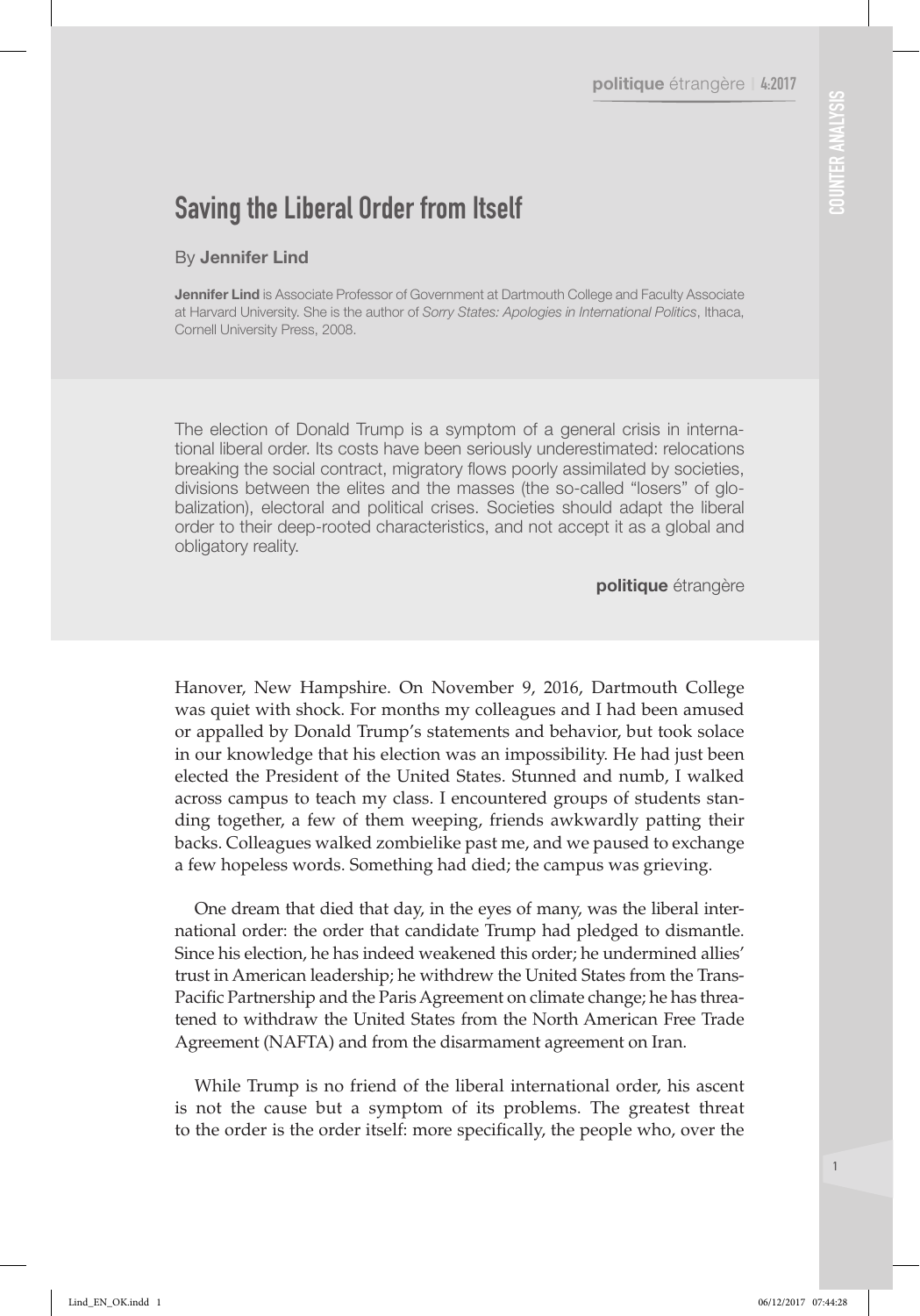# Saving the Liberal Order from Itself

By **Jennifer Lind**

**Jennifer Lind** is Associate Professor of Government at Dartmouth College and Faculty Associate at Harvard University. She is the author of *Sorry States: Apologies in International Politics*, Ithaca, Cornell University Press, 2008.

The election of Donald Trump is a symptom of a general crisis in international liberal order. Its costs have been seriously underestimated: relocations breaking the social contract, migratory flows poorly assimilated by societies, divisions between the elites and the masses (the so-called "losers" of globalization), electoral and political crises. Societies should adapt the liberal order to their deep-rooted characteristics, and not accept it as a global and obligatory reality.

**politique** étrangère

Hanover, New Hampshire. On November 9, 2016, Dartmouth College was quiet with shock. For months my colleagues and I had been amused or appalled by Donald Trump's statements and behavior, but took solace in our knowledge that his election was an impossibility. He had just been elected the President of the United States. Stunned and numb, I walked across campus to teach my class. I encountered groups of students standing together, a few of them weeping, friends awkwardly patting their backs. Colleagues walked zombielike past me, and we paused to exchange a few hopeless words. Something had died; the campus was grieving.

One dream that died that day, in the eyes of many, was the liberal international order: the order that candidate Trump had pledged to dismantle. Since his election, he has indeed weakened this order; he undermined allies' trust in American leadership; he withdrew the United States from the Trans-Pacific Partnership and the Paris Agreement on climate change; he has threatened to withdraw the United States from the North American Free Trade Agreement (NAFTA) and from the disarmament agreement on Iran.

While Trump is no friend of the liberal international order, his ascent is not the cause but a symptom of its problems. The greatest threat to the order is the order itself: more specifically, the people who, over the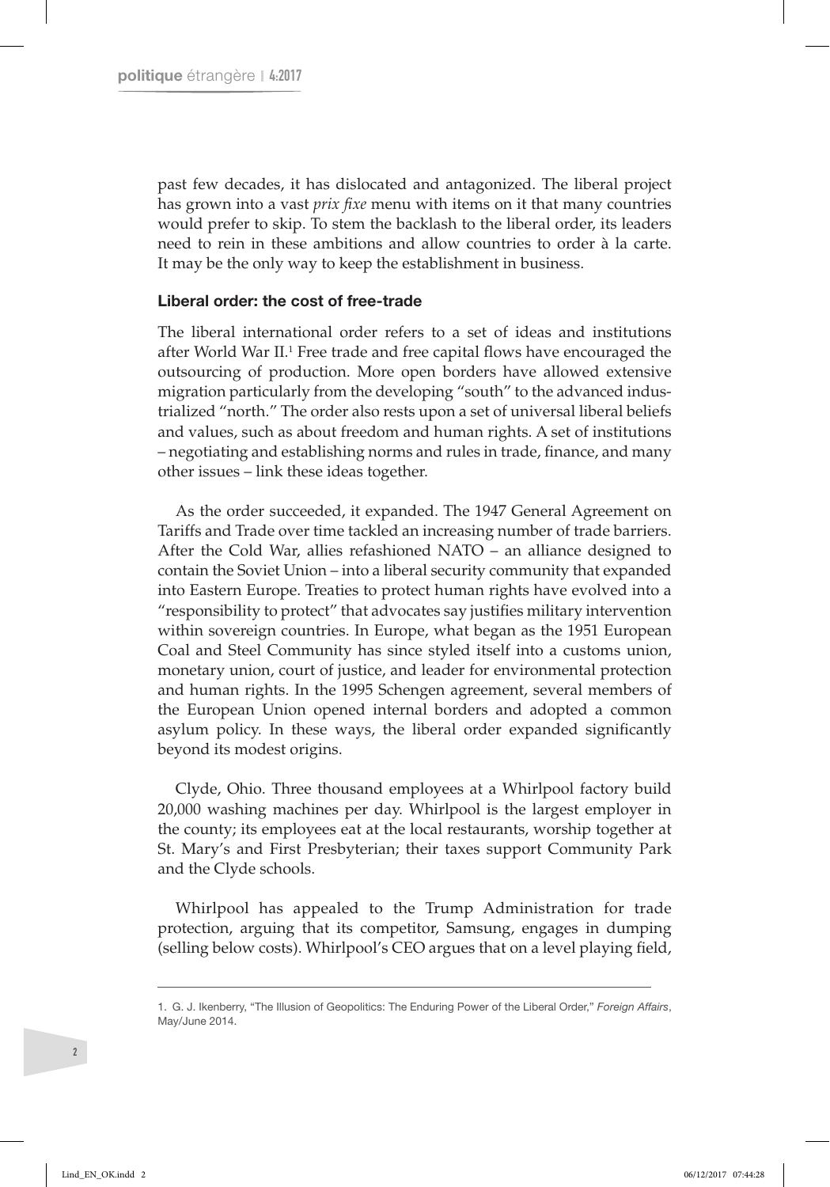past few decades, it has dislocated and antagonized. The liberal project has grown into a vast *prix fixe* menu with items on it that many countries would prefer to skip. To stem the backlash to the liberal order, its leaders need to rein in these ambitions and allow countries to order à la carte. It may be the only way to keep the establishment in business.

### Liberal order: the cost of free-trade

The liberal international order refers to a set of ideas and institutions after World War II.[1] Free trade and free capital flows have encouraged the outsourcing of production. More open borders have allowed extensive migration particularly from the developing "south" to the advanced industrialized "north." The order also rests upon a set of universal liberal beliefs and values, such as about freedom and human rights. A set of institutions – negotiating and establishing norms and rules in trade, finance, and many other issues – link these ideas together.

As the order succeeded, it expanded. The 1947 General Agreement on Tariffs and Trade over time tackled an increasing number of trade barriers. After the Cold War, allies refashioned NATO – an alliance designed to contain the Soviet Union – into a liberal security community that expanded into Eastern Europe. Treaties to protect human rights have evolved into a "responsibility to protect" that advocates say justifies military intervention within sovereign countries. In Europe, what began as the 1951 European Coal and Steel Community has since styled itself into a customs union, monetary union, court of justice, and leader for environmental protection and human rights. In the 1995 Schengen agreement, several members of the European Union opened internal borders and adopted a common asylum policy. In these ways, the liberal order expanded significantly beyond its modest origins.

Clyde, Ohio. Three thousand employees at a Whirlpool factory build 20,000 washing machines per day. Whirlpool is the largest employer in the county; its employees eat at the local restaurants, worship together at St. Mary's and First Presbyterian; their taxes support Community Park and the Clyde schools.

Whirlpool has appealed to the Trump Administration for trade protection, arguing that its competitor, Samsung, engages in dumping (selling below costs). Whirlpool's CEO argues that on a level playing field,

---

1. G. J. Ikenberry, "The Illusion of Geopolitics: The Enduring Power of the Liberal Order," *Foreign Affairs*, May/June 2014.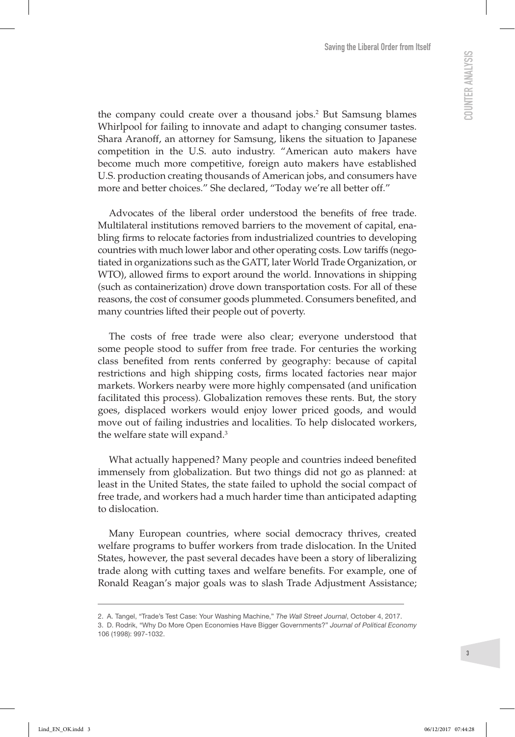the company could create over a thousand jobs.[2] But Samsung blames Whirlpool for failing to innovate and adapt to changing consumer tastes. Shara Aranoff, an attorney for Samsung, likens the situation to Japanese competition in the U.S. auto industry. "American auto makers have become much more competitive, foreign auto makers have established U.S. production creating thousands of American jobs, and consumers have more and better choices." She declared, "Today we're all better off."

Advocates of the liberal order understood the benefits of free trade. Multilateral institutions removed barriers to the movement of capital, enabling firms to relocate factories from industrialized countries to developing countries with much lower labor and other operating costs. Low tariffs (negotiated in organizations such as the GATT, later World Trade Organization, or WTO), allowed firms to export around the world. Innovations in shipping (such as containerization) drove down transportation costs. For all of these reasons, the cost of consumer goods plummeted. Consumers benefited, and many countries lifted their people out of poverty.

The costs of free trade were also clear; everyone understood that some people stood to suffer from free trade. For centuries the working class benefited from rents conferred by geography: because of capital restrictions and high shipping costs, firms located factories near major markets. Workers nearby were more highly compensated (and unification facilitated this process). Globalization removes these rents. But, the story goes, displaced workers would enjoy lower priced goods, and would move out of failing industries and localities. To help dislocated workers, the welfare state will expand.[3]

What actually happened? Many people and countries indeed benefited immensely from globalization. But two things did not go as planned: at least in the United States, the state failed to uphold the social compact of free trade, and workers had a much harder time than anticipated adapting to dislocation.

Many European countries, where social democracy thrives, created welfare programs to buffer workers from trade dislocation. In the United States, however, the past several decades have been a story of liberalizing trade along with cutting taxes and welfare benefits. For example, one of Ronald Reagan's major goals was to slash Trade Adjustment Assistance;

---

2. A. Tangel, "Trade's Test Case: Your Washing Machine," *The Wall Street Journal*, October 4, 2017.

3. D. Rodrik, "Why Do More Open Economies Have Bigger Governments?" *Journal of Political Economy* 106 (1998): 997-1032.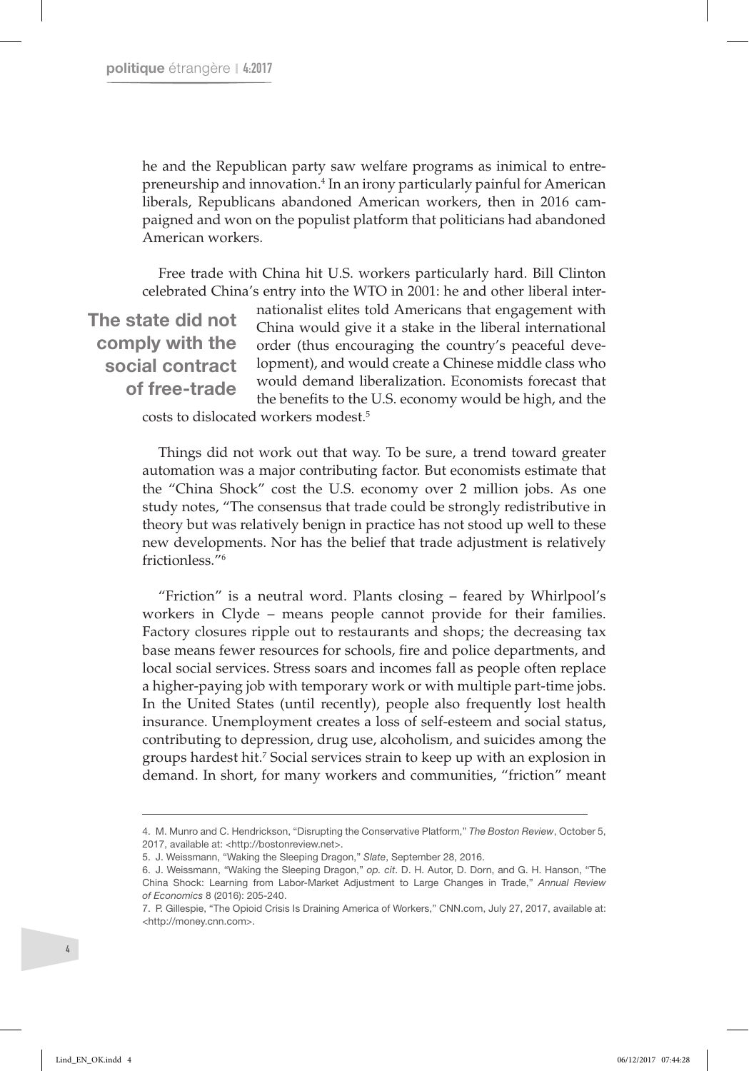he and the Republican party saw welfare programs as inimical to entrepreneurship and innovation.[4] In an irony particularly painful for American liberals, Republicans abandoned American workers, then in 2016 campaigned and won on the populist platform that politicians had abandoned American workers.

Free trade with China hit U.S. workers particularly hard. Bill Clinton celebrated China's entry into the WTO in 2001: he and other liberal internationalist elites told Americans that engagement with China would give it a stake in the liberal international order (thus encouraging the country's peaceful development), and would create a Chinese middle class who would demand liberalization. Economists forecast that the benefits to the U.S. economy would be high, and the costs to dislocated workers modest.[5]

**The state did not comply with the social contract of free-trade**

Things did not work out that way. To be sure, a trend toward greater automation was a major contributing factor. But economists estimate that the "China Shock" cost the U.S. economy over 2 million jobs. As one study notes, "The consensus that trade could be strongly redistributive in theory but was relatively benign in practice has not stood up well to these new developments. Nor has the belief that trade adjustment is relatively frictionless."[6]

"Friction" is a neutral word. Plants closing – feared by Whirlpool's workers in Clyde – means people cannot provide for their families. Factory closures ripple out to restaurants and shops; the decreasing tax base means fewer resources for schools, fire and police departments, and local social services. Stress soars and incomes fall as people often replace a higher-paying job with temporary work or with multiple part-time jobs. In the United States (until recently), people also frequently lost health insurance. Unemployment creates a loss of self-esteem and social status, contributing to depression, drug use, alcoholism, and suicides among the groups hardest hit.[7] Social services strain to keep up with an explosion in demand. In short, for many workers and communities, "friction" meant

---

4. M. Munro and C. Hendrickson, "Disrupting the Conservative Platform," *The Boston Review*, October 5, 2017, available at: <http://bostonreview.net>.

5. J. Weissmann, "Waking the Sleeping Dragon," *Slate*, September 28, 2016.

6. J. Weissmann, "Waking the Sleeping Dragon," *op. cit*. D. H. Autor, D. Dorn, and G. H. Hanson, "The China Shock: Learning from Labor-Market Adjustment to Large Changes in Trade," *Annual Review of Economics* 8 (2016): 205-240.

7. P. Gillespie, "The Opioid Crisis Is Draining America of Workers," CNN.com, July 27, 2017, available at: <http://money.cnn.com>.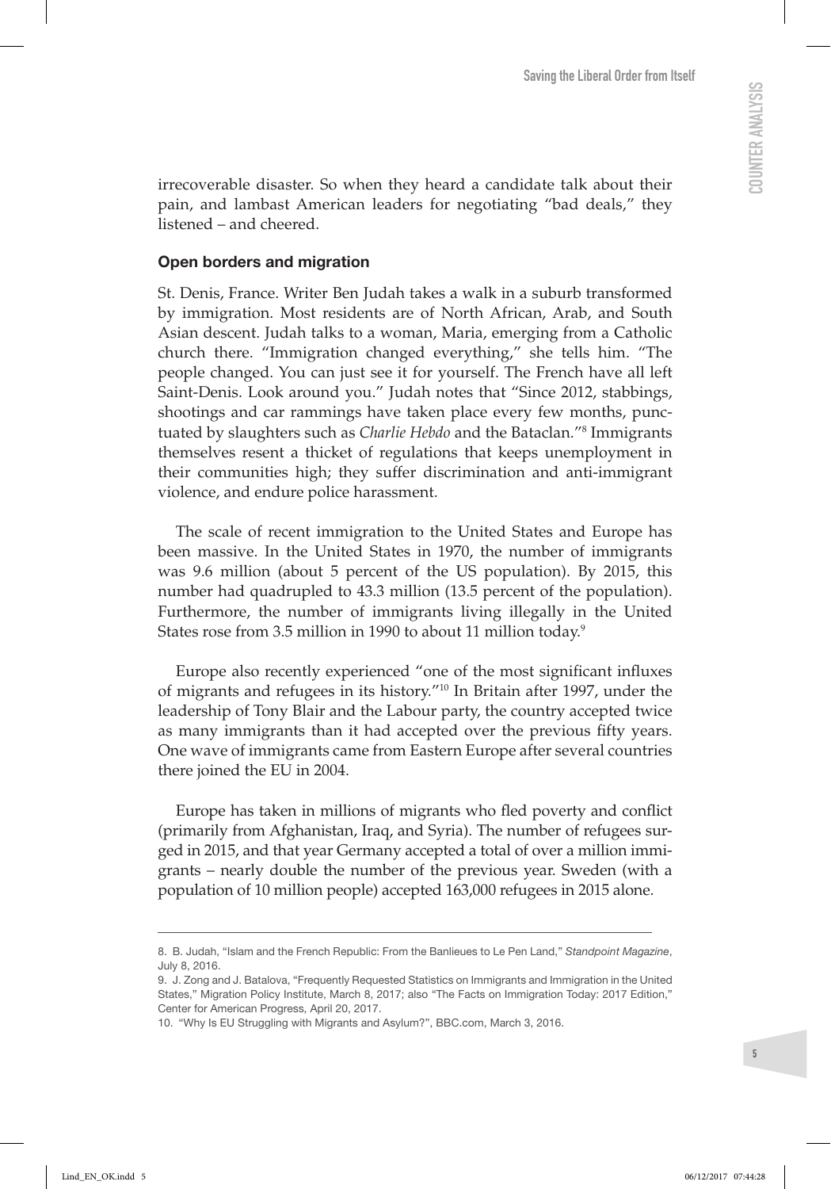irrecoverable disaster. So when they heard a candidate talk about their pain, and lambast American leaders for negotiating "bad deals," they listened – and cheered.

### Open borders and migration

St. Denis, France. Writer Ben Judah takes a walk in a suburb transformed by immigration. Most residents are of North African, Arab, and South Asian descent. Judah talks to a woman, Maria, emerging from a Catholic church there. "Immigration changed everything," she tells him. "The people changed. You can just see it for yourself. The French have all left Saint-Denis. Look around you." Judah notes that "Since 2012, stabbings, shootings and car rammings have taken place every few months, punctuated by slaughters such as *Charlie Hebdo* and the Bataclan."[8] Immigrants themselves resent a thicket of regulations that keeps unemployment in their communities high; they suffer discrimination and anti-immigrant violence, and endure police harassment.

The scale of recent immigration to the United States and Europe has been massive. In the United States in 1970, the number of immigrants was 9.6 million (about 5 percent of the US population). By 2015, this number had quadrupled to 43.3 million (13.5 percent of the population). Furthermore, the number of immigrants living illegally in the United States rose from 3.5 million in 1990 to about 11 million today.[9]

Europe also recently experienced "one of the most significant influxes of migrants and refugees in its history."[10] In Britain after 1997, under the leadership of Tony Blair and the Labour party, the country accepted twice as many immigrants than it had accepted over the previous fifty years. One wave of immigrants came from Eastern Europe after several countries there joined the EU in 2004.

Europe has taken in millions of migrants who fled poverty and conflict (primarily from Afghanistan, Iraq, and Syria). The number of refugees surged in 2015, and that year Germany accepted a total of over a million immigrants – nearly double the number of the previous year. Sweden (with a population of 10 million people) accepted 163,000 refugees in 2015 alone.

---

8. B. Judah, "Islam and the French Republic: From the Banlieues to Le Pen Land," *Standpoint Magazine*, July 8, 2016.

9. J. Zong and J. Batalova, "Frequently Requested Statistics on Immigrants and Immigration in the United States," Migration Policy Institute, March 8, 2017; also "The Facts on Immigration Today: 2017 Edition," Center for American Progress, April 20, 2017.

10. "Why Is EU Struggling with Migrants and Asylum?", BBC.com, March 3, 2016.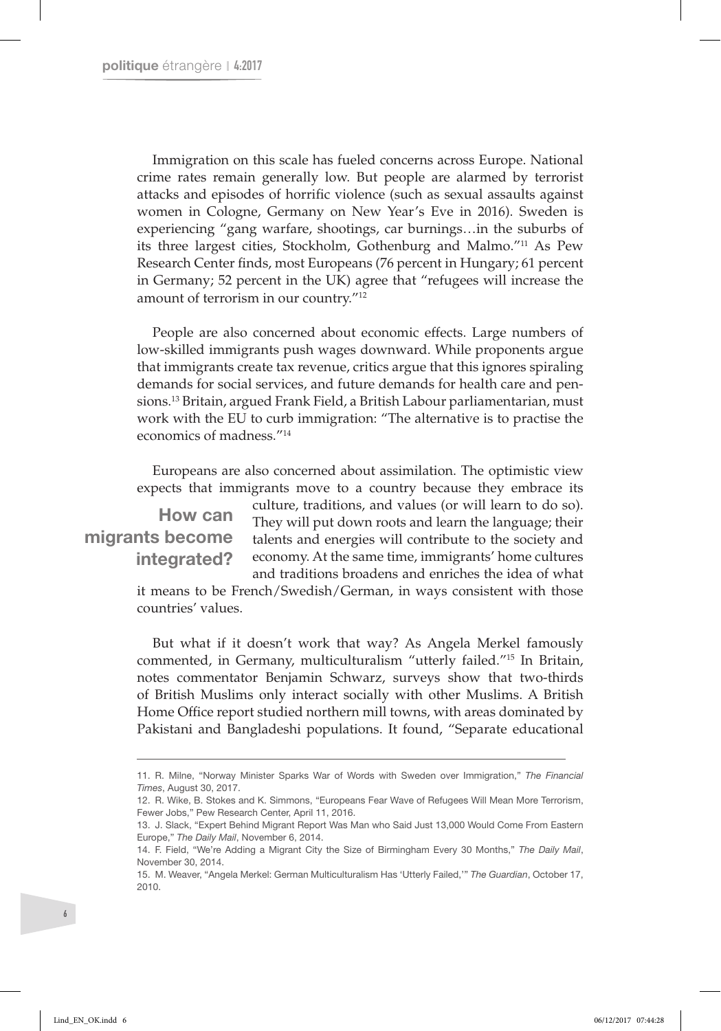Immigration on this scale has fueled concerns across Europe. National crime rates remain generally low. But people are alarmed by terrorist attacks and episodes of horrific violence (such as sexual assaults against women in Cologne, Germany on New Year's Eve in 2016). Sweden is experiencing "gang warfare, shootings, car burnings…in the suburbs of its three largest cities, Stockholm, Gothenburg and Malmo."[11] As Pew Research Center finds, most Europeans (76 percent in Hungary; 61 percent in Germany; 52 percent in the UK) agree that "refugees will increase the amount of terrorism in our country."[12]

People are also concerned about economic effects. Large numbers of low-skilled immigrants push wages downward. While proponents argue that immigrants create tax revenue, critics argue that this ignores spiraling demands for social services, and future demands for health care and pensions.[13] Britain, argued Frank Field, a British Labour parliamentarian, must work with the EU to curb immigration: "The alternative is to practise the economics of madness."[14]

## How can migrants become integrated?

Europeans are also concerned about assimilation. The optimistic view expects that immigrants move to a country because they embrace its culture, traditions, and values (or will learn to do so). They will put down roots and learn the language; their talents and energies will contribute to the society and economy. At the same time, immigrants' home cultures and traditions broadens and enriches the idea of what it means to be French/Swedish/German, in ways consistent with those countries' values.

But what if it doesn't work that way? As Angela Merkel famously commented, in Germany, multiculturalism "utterly failed."[15] In Britain, notes commentator Benjamin Schwarz, surveys show that two-thirds of British Muslims only interact socially with other Muslims. A British Home Office report studied northern mill towns, with areas dominated by Pakistani and Bangladeshi populations. It found, "Separate educational

---

11. R. Milne, "Norway Minister Sparks War of Words with Sweden over Immigration," *The Financial Times*, August 30, 2017.

12. R. Wike, B. Stokes and K. Simmons, "Europeans Fear Wave of Refugees Will Mean More Terrorism, Fewer Jobs," Pew Research Center, April 11, 2016.

13. J. Slack, "Expert Behind Migrant Report Was Man who Said Just 13,000 Would Come From Eastern Europe," *The Daily Mail*, November 6, 2014.

14. F. Field, "We're Adding a Migrant City the Size of Birmingham Every 30 Months," *The Daily Mail*, November 30, 2014.

15. M. Weaver, "Angela Merkel: German Multiculturalism Has 'Utterly Failed,'" *The Guardian*, October 17, 2010.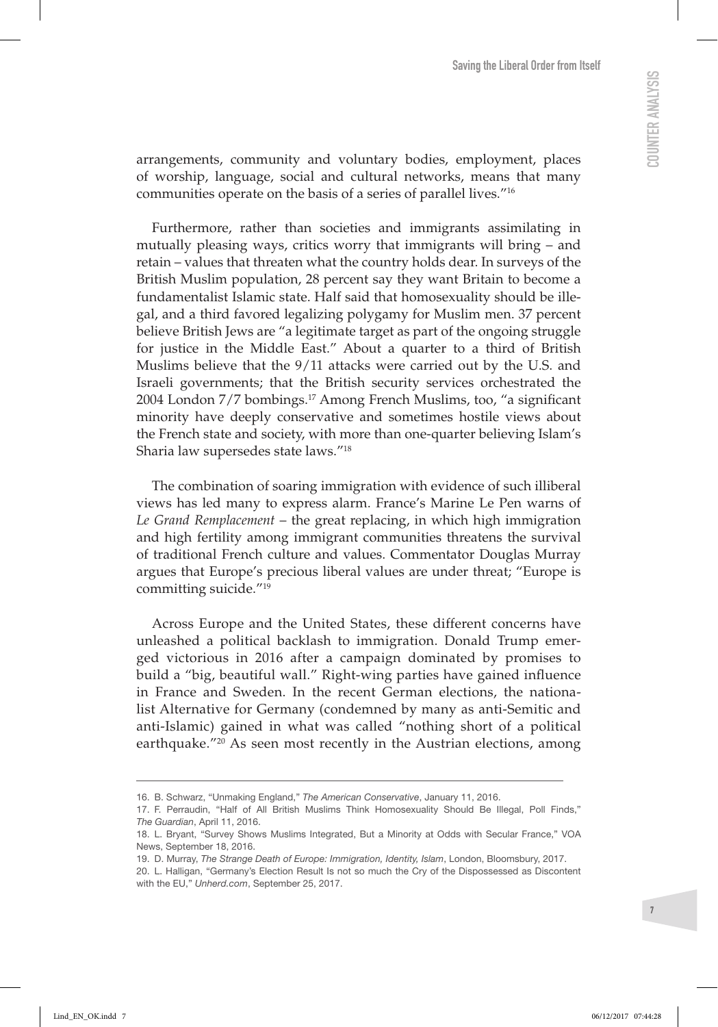arrangements, community and voluntary bodies, employment, places of worship, language, social and cultural networks, means that many communities operate on the basis of a series of parallel lives."[16]

Furthermore, rather than societies and immigrants assimilating in mutually pleasing ways, critics worry that immigrants will bring – and retain – values that threaten what the country holds dear. In surveys of the British Muslim population, 28 percent say they want Britain to become a fundamentalist Islamic state. Half said that homosexuality should be illegal, and a third favored legalizing polygamy for Muslim men. 37 percent believe British Jews are "a legitimate target as part of the ongoing struggle for justice in the Middle East." About a quarter to a third of British Muslims believe that the 9/11 attacks were carried out by the U.S. and Israeli governments; that the British security services orchestrated the 2004 London 7/7 bombings.[17] Among French Muslims, too, "a significant minority have deeply conservative and sometimes hostile views about the French state and society, with more than one-quarter believing Islam's Sharia law supersedes state laws."[18]

The combination of soaring immigration with evidence of such illiberal views has led many to express alarm. France's Marine Le Pen warns of *Le Grand Remplacement* – the great replacing, in which high immigration and high fertility among immigrant communities threatens the survival of traditional French culture and values. Commentator Douglas Murray argues that Europe's precious liberal values are under threat; "Europe is committing suicide."[19]

Across Europe and the United States, these different concerns have unleashed a political backlash to immigration. Donald Trump emerged victorious in 2016 after a campaign dominated by promises to build a "big, beautiful wall." Right-wing parties have gained influence in France and Sweden. In the recent German elections, the nationalist Alternative for Germany (condemned by many as anti-Semitic and anti-Islamic) gained in what was called "nothing short of a political earthquake."[20] As seen most recently in the Austrian elections, among

---

16. B. Schwarz, "Unmaking England," *The American Conservative*, January 11, 2016.

17. F. Perraudin, "Half of All British Muslims Think Homosexuality Should Be Illegal, Poll Finds," *The Guardian*, April 11, 2016.

18. L. Bryant, "Survey Shows Muslims Integrated, But a Minority at Odds with Secular France," VOA News, September 18, 2016.

19. D. Murray, *The Strange Death of Europe: Immigration, Identity, Islam*, London, Bloomsbury, 2017.

20. L. Halligan, "Germany's Election Result Is not so much the Cry of the Dispossessed as Discontent with the EU," *Unherd.com*, September 25, 2017.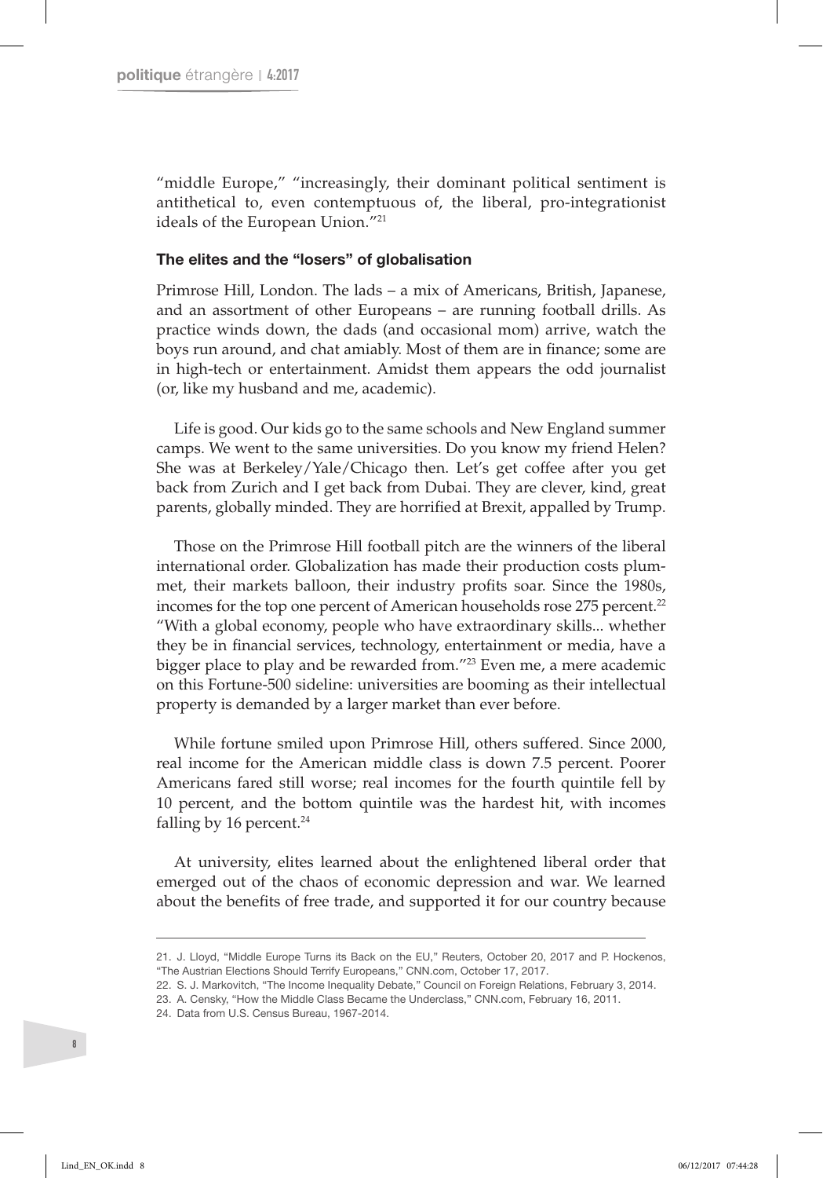"middle Europe," "increasingly, their dominant political sentiment is antithetical to, even contemptuous of, the liberal, pro-integrationist ideals of the European Union."[21]

### The elites and the "losers" of globalisation

Primrose Hill, London. The lads – a mix of Americans, British, Japanese, and an assortment of other Europeans – are running football drills. As practice winds down, the dads (and occasional mom) arrive, watch the boys run around, and chat amiably. Most of them are in finance; some are in high-tech or entertainment. Amidst them appears the odd journalist (or, like my husband and me, academic).

Life is good. Our kids go to the same schools and New England summer camps. We went to the same universities. Do you know my friend Helen? She was at Berkeley/Yale/Chicago then. Let's get coffee after you get back from Zurich and I get back from Dubai. They are clever, kind, great parents, globally minded. They are horrified at Brexit, appalled by Trump.

Those on the Primrose Hill football pitch are the winners of the liberal international order. Globalization has made their production costs plummet, their markets balloon, their industry profits soar. Since the 1980s, incomes for the top one percent of American households rose 275 percent.[22] "With a global economy, people who have extraordinary skills... whether they be in financial services, technology, entertainment or media, have a bigger place to play and be rewarded from."[23] Even me, a mere academic on this Fortune-500 sideline: universities are booming as their intellectual property is demanded by a larger market than ever before.

While fortune smiled upon Primrose Hill, others suffered. Since 2000, real income for the American middle class is down 7.5 percent. Poorer Americans fared still worse; real incomes for the fourth quintile fell by 10 percent, and the bottom quintile was the hardest hit, with incomes falling by 16 percent.[24]

At university, elites learned about the enlightened liberal order that emerged out of the chaos of economic depression and war. We learned about the benefits of free trade, and supported it for our country because

---

21. J. Lloyd, "Middle Europe Turns its Back on the EU," Reuters, October 20, 2017 and P. Hockenos, "The Austrian Elections Should Terrify Europeans," CNN.com, October 17, 2017.
22. S. J. Markovitch, "The Income Inequality Debate," Council on Foreign Relations, February 3, 2014.
23. A. Censky, "How the Middle Class Became the Underclass," CNN.com, February 16, 2011.
24. Data from U.S. Census Bureau, 1967-2014.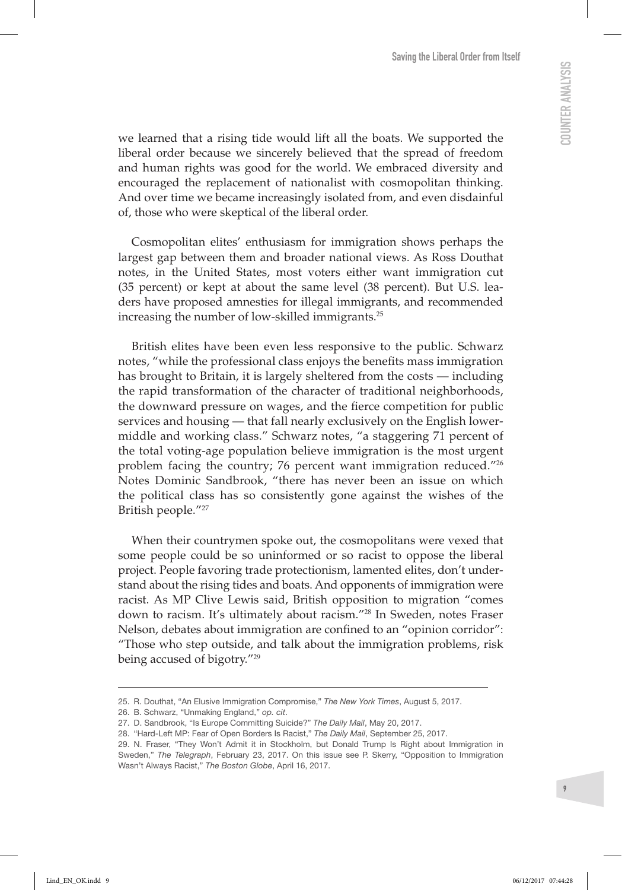we learned that a rising tide would lift all the boats. We supported the liberal order because we sincerely believed that the spread of freedom and human rights was good for the world. We embraced diversity and encouraged the replacement of nationalist with cosmopolitan thinking. And over time we became increasingly isolated from, and even disdainful of, those who were skeptical of the liberal order.

Cosmopolitan elites' enthusiasm for immigration shows perhaps the largest gap between them and broader national views. As Ross Douthat notes, in the United States, most voters either want immigration cut (35 percent) or kept at about the same level (38 percent). But U.S. leaders have proposed amnesties for illegal immigrants, and recommended increasing the number of low-skilled immigrants.[25]

British elites have been even less responsive to the public. Schwarz notes, "while the professional class enjoys the benefits mass immigration has brought to Britain, it is largely sheltered from the costs — including the rapid transformation of the character of traditional neighborhoods, the downward pressure on wages, and the fierce competition for public services and housing — that fall nearly exclusively on the English lower-middle and working class." Schwarz notes, "a staggering 71 percent of the total voting-age population believe immigration is the most urgent problem facing the country; 76 percent want immigration reduced."[26] Notes Dominic Sandbrook, "there has never been an issue on which the political class has so consistently gone against the wishes of the British people."[27]

When their countrymen spoke out, the cosmopolitans were vexed that some people could be so uninformed or so racist to oppose the liberal project. People favoring trade protectionism, lamented elites, don't understand about the rising tides and boats. And opponents of immigration were racist. As MP Clive Lewis said, British opposition to migration "comes down to racism. It's ultimately about racism."[28] In Sweden, notes Fraser Nelson, debates about immigration are confined to an "opinion corridor": "Those who step outside, and talk about the immigration problems, risk being accused of bigotry."[29]

---

25. R. Douthat, "An Elusive Immigration Compromise," *The New York Times*, August 5, 2017.
26. B. Schwarz, "Unmaking England," *op. cit*.
27. D. Sandbrook, "Is Europe Committing Suicide?" *The Daily Mail*, May 20, 2017.
28. "Hard-Left MP: Fear of Open Borders Is Racist," *The Daily Mail*, September 25, 2017.
29. N. Fraser, "They Won't Admit it in Stockholm, but Donald Trump Is Right about Immigration in Sweden," *The Telegraph*, February 23, 2017. On this issue see P. Skerry, "Opposition to Immigration Wasn't Always Racist," *The Boston Globe*, April 16, 2017.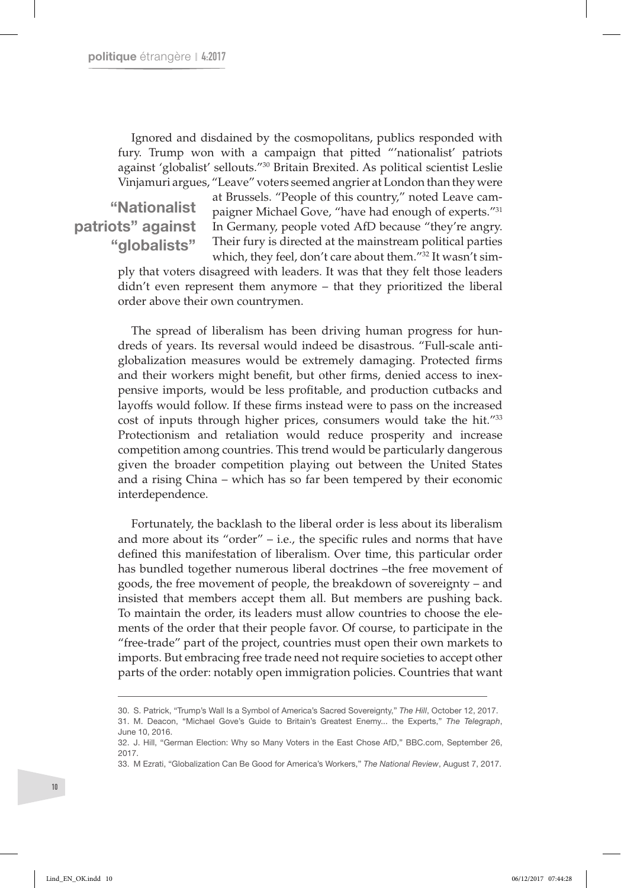Ignored and disdained by the cosmopolitans, publics responded with fury. Trump won with a campaign that pitted "'nationalist' patriots against 'globalist' sellouts."[30] Britain Brexited. As political scientist Leslie Vinjamuri argues, "Leave" voters seemed angrier at London than they were at Brussels. "People of this country," noted Leave campaigner Michael Gove, "have had enough of experts."[31] In Germany, people voted AfD because "they're angry. Their fury is directed at the mainstream political parties which, they feel, don't care about them."[32] It wasn't simply that voters disagreed with leaders. It was that they felt those leaders didn't even represent them anymore – that they prioritized the liberal order above their own countrymen.

**"Nationalist patriots" against "globalists"**

The spread of liberalism has been driving human progress for hundreds of years. Its reversal would indeed be disastrous. "Full-scale anti-globalization measures would be extremely damaging. Protected firms and their workers might benefit, but other firms, denied access to inexpensive imports, would be less profitable, and production cutbacks and layoffs would follow. If these firms instead were to pass on the increased cost of inputs through higher prices, consumers would take the hit."[33] Protectionism and retaliation would reduce prosperity and increase competition among countries. This trend would be particularly dangerous given the broader competition playing out between the United States and a rising China – which has so far been tempered by their economic interdependence.

Fortunately, the backlash to the liberal order is less about its liberalism and more about its "order" – i.e., the specific rules and norms that have defined this manifestation of liberalism. Over time, this particular order has bundled together numerous liberal doctrines –the free movement of goods, the free movement of people, the breakdown of sovereignty – and insisted that members accept them all. But members are pushing back. To maintain the order, its leaders must allow countries to choose the elements of the order that their people favor. Of course, to participate in the "free-trade" part of the project, countries must open their own markets to imports. But embracing free trade need not require societies to accept other parts of the order: notably open immigration policies. Countries that want

---

30. S. Patrick, "Trump's Wall Is a Symbol of America's Sacred Sovereignty," *The Hill*, October 12, 2017.

31. M. Deacon, "Michael Gove's Guide to Britain's Greatest Enemy... the Experts," *The Telegraph*, June 10, 2016.

32. J. Hill, "German Election: Why so Many Voters in the East Chose AfD," BBC.com, September 26, 2017.

33. M Ezrati, "Globalization Can Be Good for America's Workers," *The National Review*, August 7, 2017.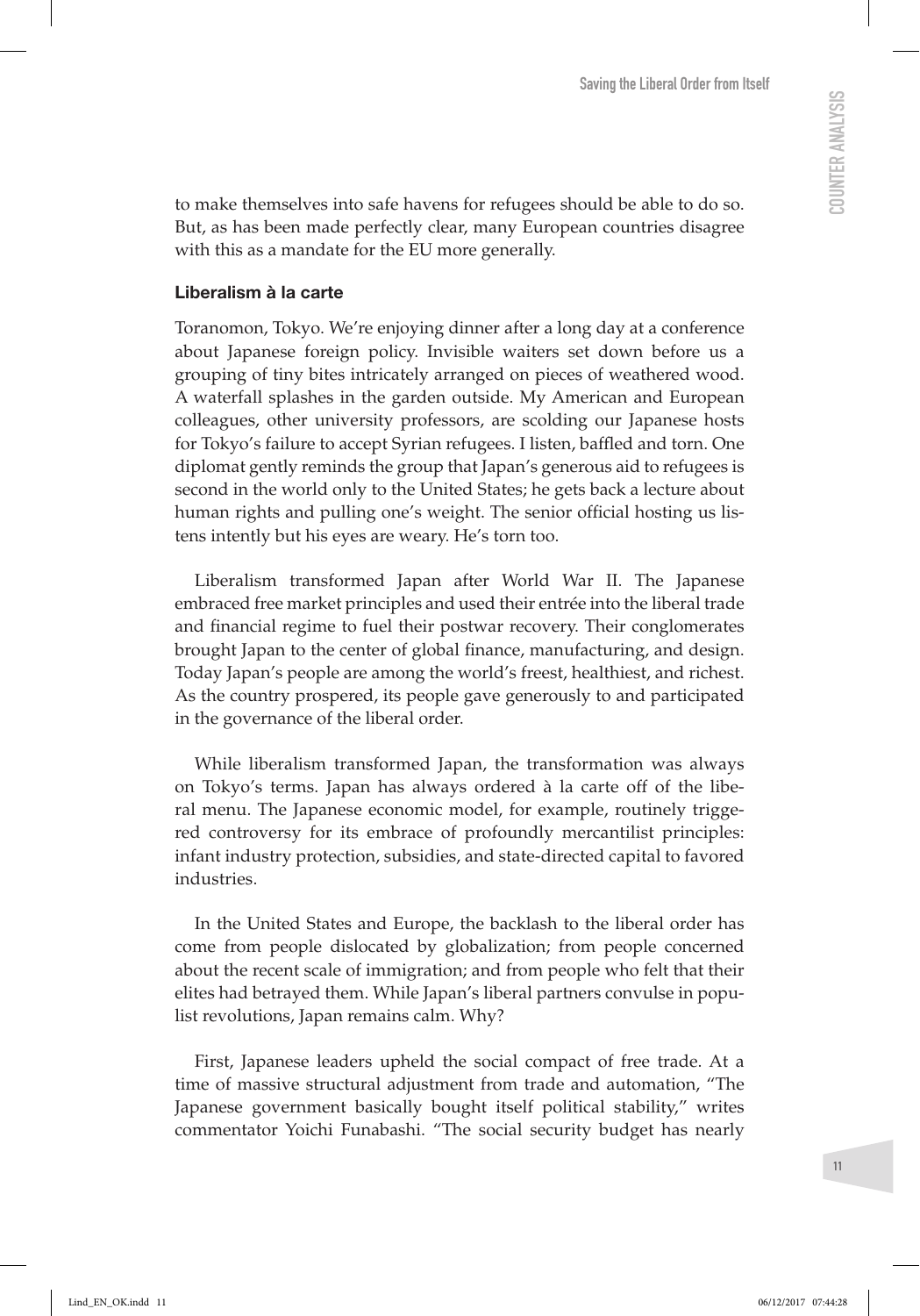to make themselves into safe havens for refugees should be able to do so. But, as has been made perfectly clear, many European countries disagree with this as a mandate for the EU more generally.

### Liberalism à la carte

Toranomon, Tokyo. We're enjoying dinner after a long day at a conference about Japanese foreign policy. Invisible waiters set down before us a grouping of tiny bites intricately arranged on pieces of weathered wood. A waterfall splashes in the garden outside. My American and European colleagues, other university professors, are scolding our Japanese hosts for Tokyo's failure to accept Syrian refugees. I listen, baffled and torn. One diplomat gently reminds the group that Japan's generous aid to refugees is second in the world only to the United States; he gets back a lecture about human rights and pulling one's weight. The senior official hosting us listens intently but his eyes are weary. He's torn too.

Liberalism transformed Japan after World War II. The Japanese embraced free market principles and used their entrée into the liberal trade and financial regime to fuel their postwar recovery. Their conglomerates brought Japan to the center of global finance, manufacturing, and design. Today Japan's people are among the world's freest, healthiest, and richest. As the country prospered, its people gave generously to and participated in the governance of the liberal order.

While liberalism transformed Japan, the transformation was always on Tokyo's terms. Japan has always ordered à la carte off of the liberal menu. The Japanese economic model, for example, routinely triggered controversy for its embrace of profoundly mercantilist principles: infant industry protection, subsidies, and state-directed capital to favored industries.

In the United States and Europe, the backlash to the liberal order has come from people dislocated by globalization; from people concerned about the recent scale of immigration; and from people who felt that their elites had betrayed them. While Japan's liberal partners convulse in populist revolutions, Japan remains calm. Why?

First, Japanese leaders upheld the social compact of free trade. At a time of massive structural adjustment from trade and automation, "The Japanese government basically bought itself political stability," writes commentator Yoichi Funabashi. "The social security budget has nearly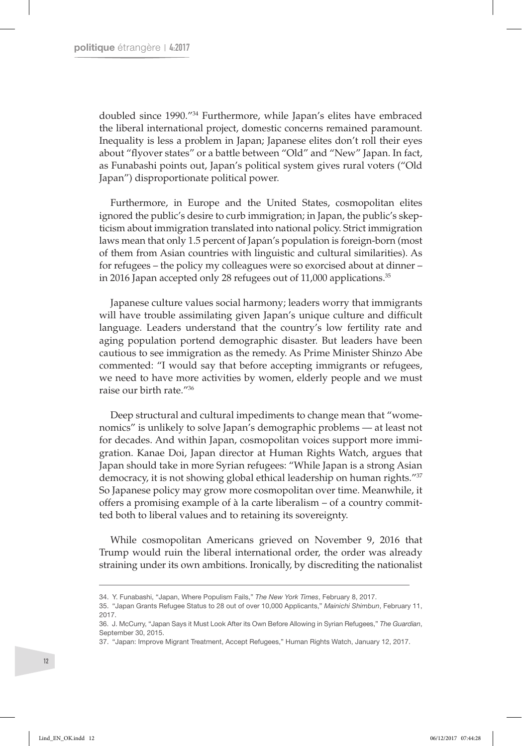doubled since 1990."[34] Furthermore, while Japan's elites have embraced the liberal international project, domestic concerns remained paramount. Inequality is less a problem in Japan; Japanese elites don't roll their eyes about "flyover states" or a battle between "Old" and "New" Japan. In fact, as Funabashi points out, Japan's political system gives rural voters ("Old Japan") disproportionate political power.

Furthermore, in Europe and the United States, cosmopolitan elites ignored the public's desire to curb immigration; in Japan, the public's skepticism about immigration translated into national policy. Strict immigration laws mean that only 1.5 percent of Japan's population is foreign-born (most of them from Asian countries with linguistic and cultural similarities). As for refugees – the policy my colleagues were so exorcised about at dinner – in 2016 Japan accepted only 28 refugees out of 11,000 applications.[35]

Japanese culture values social harmony; leaders worry that immigrants will have trouble assimilating given Japan's unique culture and difficult language. Leaders understand that the country's low fertility rate and aging population portend demographic disaster. But leaders have been cautious to see immigration as the remedy. As Prime Minister Shinzo Abe commented: "I would say that before accepting immigrants or refugees, we need to have more activities by women, elderly people and we must raise our birth rate."[36]

Deep structural and cultural impediments to change mean that "womenomics" is unlikely to solve Japan's demographic problems — at least not for decades. And within Japan, cosmopolitan voices support more immigration. Kanae Doi, Japan director at Human Rights Watch, argues that Japan should take in more Syrian refugees: "While Japan is a strong Asian democracy, it is not showing global ethical leadership on human rights."[37] So Japanese policy may grow more cosmopolitan over time. Meanwhile, it offers a promising example of à la carte liberalism – of a country committed both to liberal values and to retaining its sovereignty.

While cosmopolitan Americans grieved on November 9, 2016 that Trump would ruin the liberal international order, the order was already straining under its own ambitions. Ironically, by discrediting the nationalist

---

34. Y. Funabashi, "Japan, Where Populism Fails," *The New York Times*, February 8, 2017.

35. "Japan Grants Refugee Status to 28 out of over 10,000 Applicants," *Mainichi Shimbun*, February 11, 2017.

36. J. McCurry, "Japan Says it Must Look After its Own Before Allowing in Syrian Refugees," *The Guardian*, September 30, 2015.

37. "Japan: Improve Migrant Treatment, Accept Refugees," Human Rights Watch, January 12, 2017.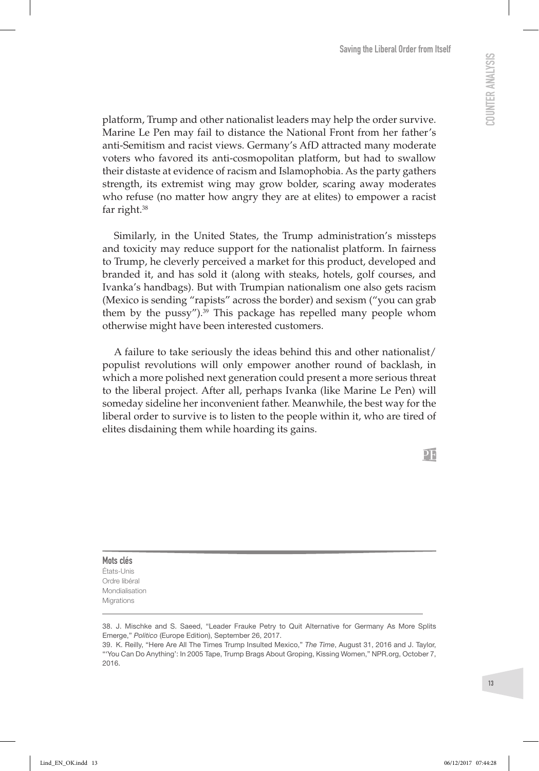platform, Trump and other nationalist leaders may help the order survive. Marine Le Pen may fail to distance the National Front from her father's anti-Semitism and racist views. Germany's AfD attracted many moderate voters who favored its anti-cosmopolitan platform, but had to swallow their distaste at evidence of racism and Islamophobia. As the party gathers strength, its extremist wing may grow bolder, scaring away moderates who refuse (no matter how angry they are at elites) to empower a racist far right.[38]

Similarly, in the United States, the Trump administration's missteps and toxicity may reduce support for the nationalist platform. In fairness to Trump, he cleverly perceived a market for this product, developed and branded it, and has sold it (along with steaks, hotels, golf courses, and Ivanka's handbags). But with Trumpian nationalism one also gets racism (Mexico is sending "rapists" across the border) and sexism ("you can grab them by the pussy").[39] This package has repelled many people whom otherwise might have been interested customers.

A failure to take seriously the ideas behind this and other nationalist/populist revolutions will only empower another round of backlash, in which a more polished next generation could present a more serious threat to the liberal project. After all, perhaps Ivanka (like Marine Le Pen) will someday sideline her inconvenient father. Meanwhile, the best way for the liberal order to survive is to listen to the people within it, who are tired of elites disdaining them while hoarding its gains.

**Mots clés**
États-Unis
Ordre libéral
Mondialisation
Migrations

38. J. Mischke and S. Saeed, "Leader Frauke Petry to Quit Alternative for Germany As More Splits Emerge," *Politico* (Europe Edition), September 26, 2017.

39. K. Reilly, "Here Are All The Times Trump Insulted Mexico," *The Time*, August 31, 2016 and J. Taylor, "'You Can Do Anything': In 2005 Tape, Trump Brags About Groping, Kissing Women," NPR.org, October 7, 2016.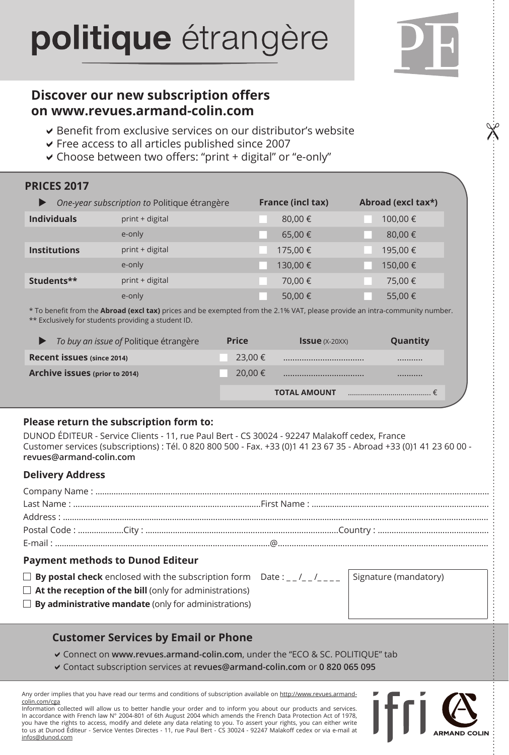# politique étrangère

## Discover our new subscription offers on www.revues.armand-colin.com

- ✔ Benefit from exclusive services on our distributor's website
- ✔ Free access to all articles published since 2007
- ✔ Choose between two offers: "print + digital" or "e-only"

### PRICES 2017

| ▶ *One-year subscription to* Politique étrangère | | France (incl tax) | Abroad (excl tax*) |
|---|---|---|---|
| **Individuals** | print + digital | 80,00 € | 100,00 € |
| | e-only | 65,00 € | 80,00 € |
| **Institutions** | print + digital | 175,00 € | 195,00 € |
| | e-only | 130,00 € | 150,00 € |
| **Students**** | print + digital | 70,00 € | 75,00 € |
| | e-only | 50,00 € | 55,00 € |

* To benefit from the **Abroad (excl tax)** prices and be exempted from the 2.1% VAT, please provide an intra-community number.
** Exclusively for students providing a student ID.

| ▶ *To buy an issue of* Politique étrangère | Price | Issue (X-20XX) | Quantity |
|---|---|---|---|
| **Recent issues (since 2014)** | 23,00 € | .................................. | ........... |
| **Archive issues (prior to 2014)** | 20,00 € | .................................. | ........... |
| | | **TOTAL AMOUNT** | ....................................... € |

### Please return the subscription form to:

DUNOD ÉDITEUR - Service Clients - 11, rue Paul Bert - CS 30024 - 92247 Malakoff cedex, France
Customer services (subscriptions) : Tél. 0 820 800 500 - Fax. +33 (0)1 41 23 67 35 - Abroad +33 (0)1 41 23 60 00 - **revues@armand-colin.com**

### Delivery Address

Company Name : ...........................................................................
Last Name : ........................................ First Name : ........................................
Address : ...........................................................................
Postal Code : .................... City : ........................................ Country : ........................................
E-mail : ........................................ @ ........................................

### Payment methods to Dunod Editeur

- ☐ **By postal check** enclosed with the subscription form  Date : _ _ /_ _ /_ _ _ _
- ☐ **At the reception of the bill** (only for administrations)
- ☐ **By administrative mandate** (only for administrations)

Signature (mandatory)

### Customer Services by Email or Phone

- ✔ Connect on **www.revues.armand-colin.com**, under the "ECO & SC. POLITIQUE" tab
- ✔ Contact subscription services at **revues@armand-colin.com** or **0 820 065 095**

Any order implies that you have read our terms and conditions of subscription available on http://www.revues.armand-colin.com/cga
Information collected will allow us to better handle your order and to inform you about our products and services. In accordance with French law N° 2004-801 of 6th August 2004 which amends the French Data Protection Act of 1978, you have the rights to access, modify and delete any data relating to you. To assert your rights, you can either write to us at Dunod Éditeur - Service Ventes Directes - 11, rue Paul Bert - CS 30024 - 92247 Malakoff cedex or via e-mail at infos@dunod.com

ifri ARMAND COLIN